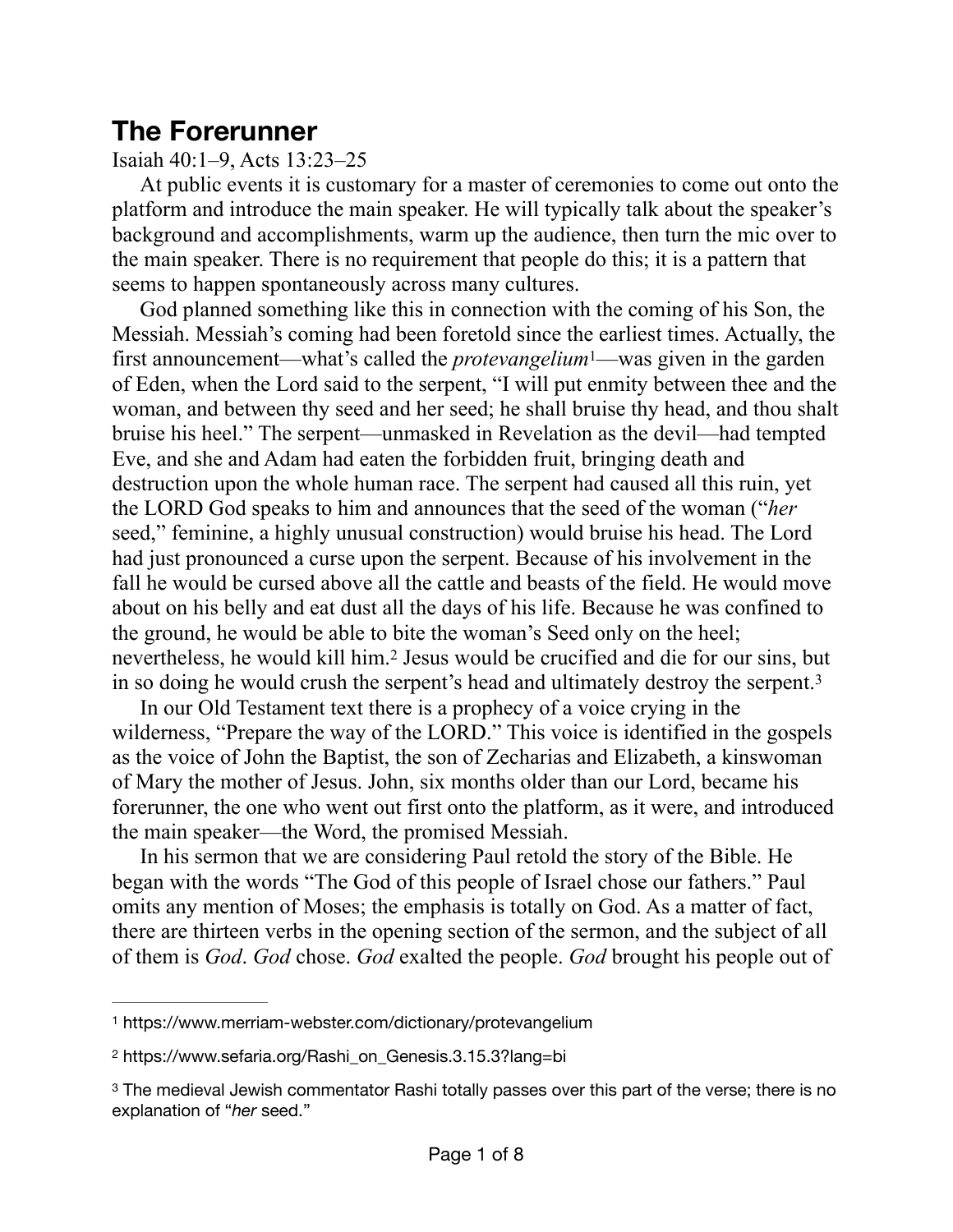# The Forerunner

Isaiah 40:1–9, Acts 13:23–25

At public events it is customary for a master of ceremonies to come out onto the platform and introduce the main speaker. He will typically talk about the speaker's background and accomplishments, warm up the audience, then turn the mic over to the main speaker. There is no requirement that people do this; it is a pattern that seems to happen spontaneously across many cultures.

God planned something like this in connection with the coming of his Son, the Messiah. Messiah's coming had been foretold since the earliest times. Actually, the first announcement—what's called the *protevangelium*[1]—was given in the garden of Eden, when the Lord said to the serpent, "I will put enmity between thee and the woman, and between thy seed and her seed; he shall bruise thy head, and thou shalt bruise his heel." The serpent—unmasked in Revelation as the devil—had tempted Eve, and she and Adam had eaten the forbidden fruit, bringing death and destruction upon the whole human race. The serpent had caused all this ruin, yet the LORD God speaks to him and announces that the seed of the woman ("*her* seed," feminine, a highly unusual construction) would bruise his head. The Lord had just pronounced a curse upon the serpent. Because of his involvement in the fall he would be cursed above all the cattle and beasts of the field. He would move about on his belly and eat dust all the days of his life. Because he was confined to the ground, he would be able to bite the woman's Seed only on the heel; nevertheless, he would kill him.[2] Jesus would be crucified and die for our sins, but in so doing he would crush the serpent's head and ultimately destroy the serpent.[3]

In our Old Testament text there is a prophecy of a voice crying in the wilderness, "Prepare the way of the LORD." This voice is identified in the gospels as the voice of John the Baptist, the son of Zecharias and Elizabeth, a kinswoman of Mary the mother of Jesus. John, six months older than our Lord, became his forerunner, the one who went out first onto the platform, as it were, and introduced the main speaker—the Word, the promised Messiah.

In his sermon that we are considering Paul retold the story of the Bible. He began with the words "The God of this people of Israel chose our fathers." Paul omits any mention of Moses; the emphasis is totally on God. As a matter of fact, there are thirteen verbs in the opening section of the sermon, and the subject of all of them is *God*. *God* chose. *God* exalted the people. *God* brought his people out of

---

[1] https://www.merriam-webster.com/dictionary/protevangelium

[2] https://www.sefaria.org/Rashi_on_Genesis.3.15.3?lang=bi

[3] The medieval Jewish commentator Rashi totally passes over this part of the verse; there is no explanation of "*her* seed."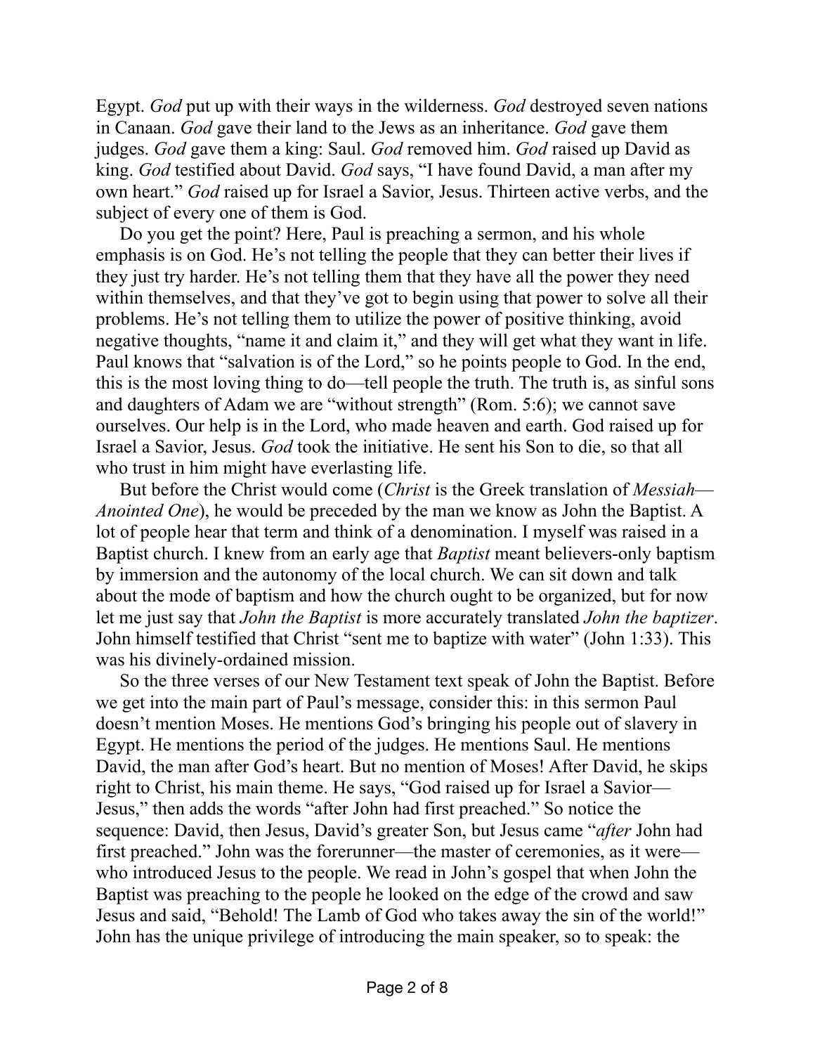Egypt. *God* put up with their ways in the wilderness. *God* destroyed seven nations in Canaan. *God* gave their land to the Jews as an inheritance. *God* gave them judges. *God* gave them a king: Saul. *God* removed him. *God* raised up David as king. *God* testified about David. *God* says, "I have found David, a man after my own heart." *God* raised up for Israel a Savior, Jesus. Thirteen active verbs, and the subject of every one of them is God.

Do you get the point? Here, Paul is preaching a sermon, and his whole emphasis is on God. He's not telling the people that they can better their lives if they just try harder. He's not telling them that they have all the power they need within themselves, and that they've got to begin using that power to solve all their problems. He's not telling them to utilize the power of positive thinking, avoid negative thoughts, "name it and claim it," and they will get what they want in life. Paul knows that "salvation is of the Lord," so he points people to God. In the end, this is the most loving thing to do—tell people the truth. The truth is, as sinful sons and daughters of Adam we are "without strength" (Rom. 5:6); we cannot save ourselves. Our help is in the Lord, who made heaven and earth. God raised up for Israel a Savior, Jesus. *God* took the initiative. He sent his Son to die, so that all who trust in him might have everlasting life.

But before the Christ would come (*Christ* is the Greek translation of *Messiah*—*Anointed One*), he would be preceded by the man we know as John the Baptist. A lot of people hear that term and think of a denomination. I myself was raised in a Baptist church. I knew from an early age that *Baptist* meant believers-only baptism by immersion and the autonomy of the local church. We can sit down and talk about the mode of baptism and how the church ought to be organized, but for now let me just say that *John the Baptist* is more accurately translated *John the baptizer*. John himself testified that Christ "sent me to baptize with water" (John 1:33). This was his divinely-ordained mission.

So the three verses of our New Testament text speak of John the Baptist. Before we get into the main part of Paul's message, consider this: in this sermon Paul doesn't mention Moses. He mentions God's bringing his people out of slavery in Egypt. He mentions the period of the judges. He mentions Saul. He mentions David, the man after God's heart. But no mention of Moses! After David, he skips right to Christ, his main theme. He says, "God raised up for Israel a Savior—Jesus," then adds the words "after John had first preached." So notice the sequence: David, then Jesus, David's greater Son, but Jesus came "*after* John had first preached." John was the forerunner—the master of ceremonies, as it were—who introduced Jesus to the people. We read in John's gospel that when John the Baptist was preaching to the people he looked on the edge of the crowd and saw Jesus and said, "Behold! The Lamb of God who takes away the sin of the world!" John has the unique privilege of introducing the main speaker, so to speak: the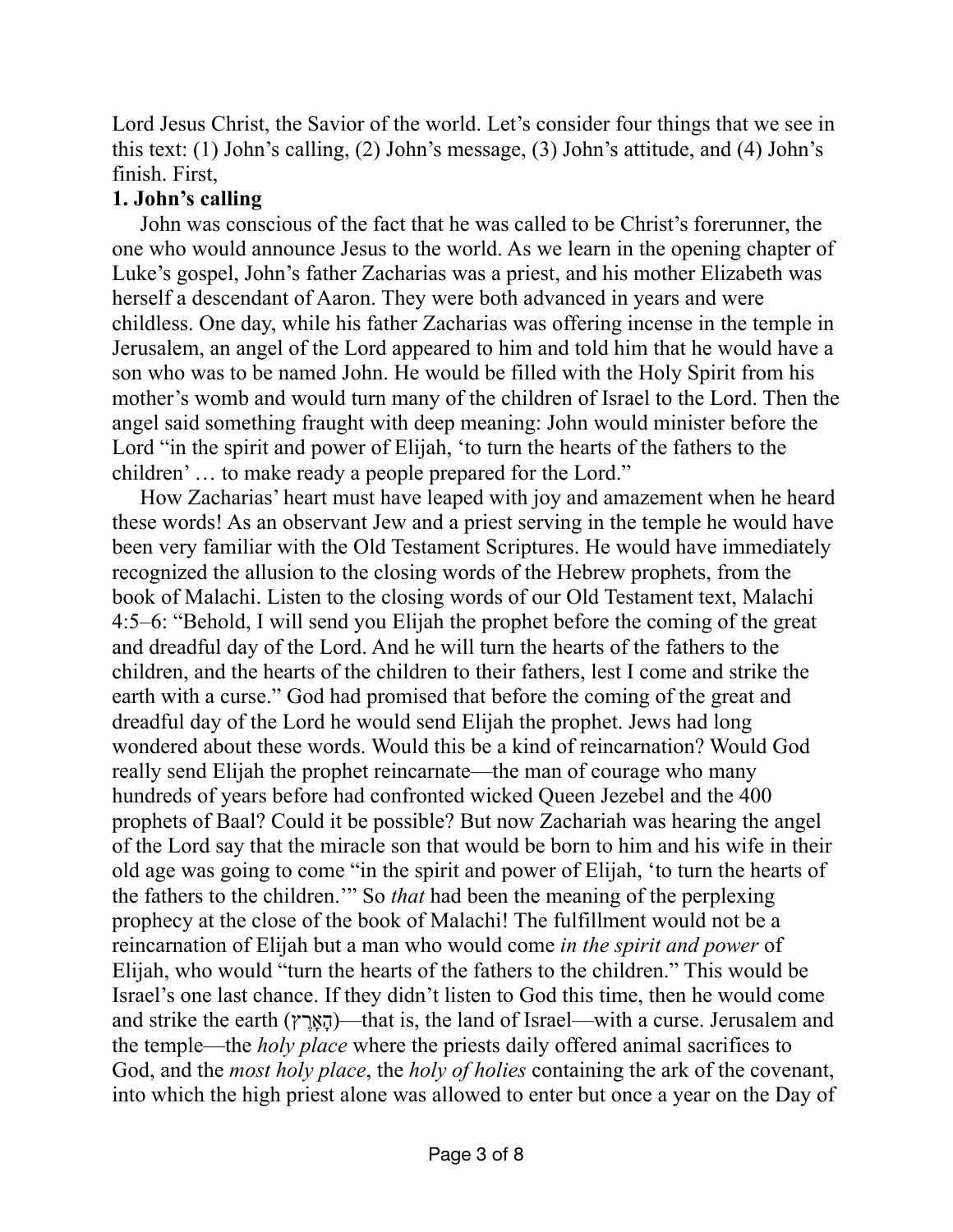Lord Jesus Christ, the Savior of the world. Let's consider four things that we see in this text: (1) John's calling, (2) John's message, (3) John's attitude, and (4) John's finish. First,

**1. John's calling**

John was conscious of the fact that he was called to be Christ's forerunner, the one who would announce Jesus to the world. As we learn in the opening chapter of Luke's gospel, John's father Zacharias was a priest, and his mother Elizabeth was herself a descendant of Aaron. They were both advanced in years and were childless. One day, while his father Zacharias was offering incense in the temple in Jerusalem, an angel of the Lord appeared to him and told him that he would have a son who was to be named John. He would be filled with the Holy Spirit from his mother's womb and would turn many of the children of Israel to the Lord. Then the angel said something fraught with deep meaning: John would minister before the Lord "in the spirit and power of Elijah, 'to turn the hearts of the fathers to the children' … to make ready a people prepared for the Lord."

How Zacharias' heart must have leaped with joy and amazement when he heard these words! As an observant Jew and a priest serving in the temple he would have been very familiar with the Old Testament Scriptures. He would have immediately recognized the allusion to the closing words of the Hebrew prophets, from the book of Malachi. Listen to the closing words of our Old Testament text, Malachi 4:5–6: "Behold, I will send you Elijah the prophet before the coming of the great and dreadful day of the Lord. And he will turn the hearts of the fathers to the children, and the hearts of the children to their fathers, lest I come and strike the earth with a curse." God had promised that before the coming of the great and dreadful day of the Lord he would send Elijah the prophet. Jews had long wondered about these words. Would this be a kind of reincarnation? Would God really send Elijah the prophet reincarnate—the man of courage who many hundreds of years before had confronted wicked Queen Jezebel and the 400 prophets of Baal? Could it be possible? But now Zachariah was hearing the angel of the Lord say that the miracle son that would be born to him and his wife in their old age was going to come "in the spirit and power of Elijah, 'to turn the hearts of the fathers to the children.'" So *that* had been the meaning of the perplexing prophecy at the close of the book of Malachi! The fulfillment would not be a reincarnation of Elijah but a man who would come *in the spirit and power* of Elijah, who would "turn the hearts of the fathers to the children." This would be Israel's one last chance. If they didn't listen to God this time, then he would come and strike the earth (הָאָרֶץ)—that is, the land of Israel—with a curse. Jerusalem and the temple—the *holy place* where the priests daily offered animal sacrifices to God, and the *most holy place*, the *holy of holies* containing the ark of the covenant, into which the high priest alone was allowed to enter but once a year on the Day of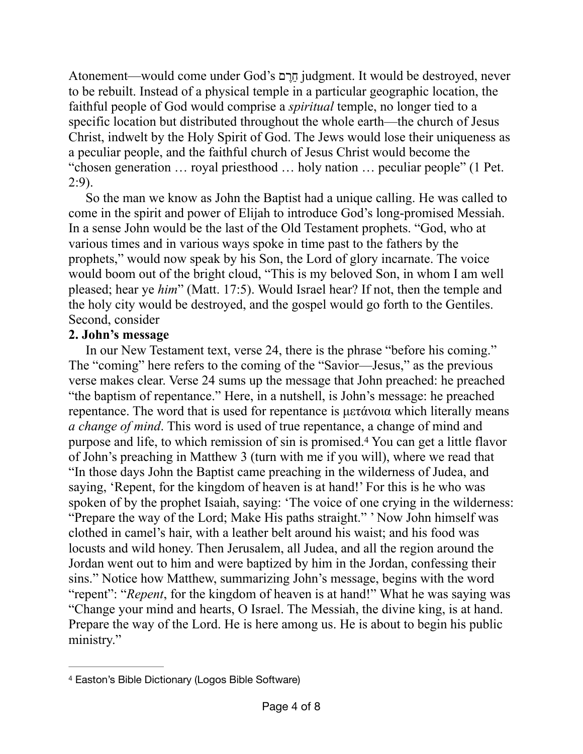Atonement—would come under God's חֵרֶם judgment. It would be destroyed, never to be rebuilt. Instead of a physical temple in a particular geographic location, the faithful people of God would comprise a *spiritual* temple, no longer tied to a specific location but distributed throughout the whole earth—the church of Jesus Christ, indwelt by the Holy Spirit of God. The Jews would lose their uniqueness as a peculiar people, and the faithful church of Jesus Christ would become the "chosen generation … royal priesthood … holy nation … peculiar people" (1 Pet. 2:9).

So the man we know as John the Baptist had a unique calling. He was called to come in the spirit and power of Elijah to introduce God's long-promised Messiah. In a sense John would be the last of the Old Testament prophets. "God, who at various times and in various ways spoke in time past to the fathers by the prophets," would now speak by his Son, the Lord of glory incarnate. The voice would boom out of the bright cloud, "This is my beloved Son, in whom I am well pleased; hear ye *him*" (Matt. 17:5). Would Israel hear? If not, then the temple and the holy city would be destroyed, and the gospel would go forth to the Gentiles. Second, consider

**2. John's message**

In our New Testament text, verse 24, there is the phrase "before his coming." The "coming" here refers to the coming of the "Savior—Jesus," as the previous verse makes clear. Verse 24 sums up the message that John preached: he preached "the baptism of repentance." Here, in a nutshell, is John's message: he preached repentance. The word that is used for repentance is μετάνοια which literally means *a change of mind*. This word is used of true repentance, a change of mind and purpose and life, to which remission of sin is promised.[4] You can get a little flavor of John's preaching in Matthew 3 (turn with me if you will), where we read that "In those days John the Baptist came preaching in the wilderness of Judea, and saying, 'Repent, for the kingdom of heaven is at hand!' For this is he who was spoken of by the prophet Isaiah, saying: 'The voice of one crying in the wilderness: "Prepare the way of the Lord; Make His paths straight." ' Now John himself was clothed in camel's hair, with a leather belt around his waist; and his food was locusts and wild honey. Then Jerusalem, all Judea, and all the region around the Jordan went out to him and were baptized by him in the Jordan, confessing their sins." Notice how Matthew, summarizing John's message, begins with the word "repent": "*Repent*, for the kingdom of heaven is at hand!" What he was saying was "Change your mind and hearts, O Israel. The Messiah, the divine king, is at hand. Prepare the way of the Lord. He is here among us. He is about to begin his public ministry."

---

[4] Easton's Bible Dictionary (Logos Bible Software)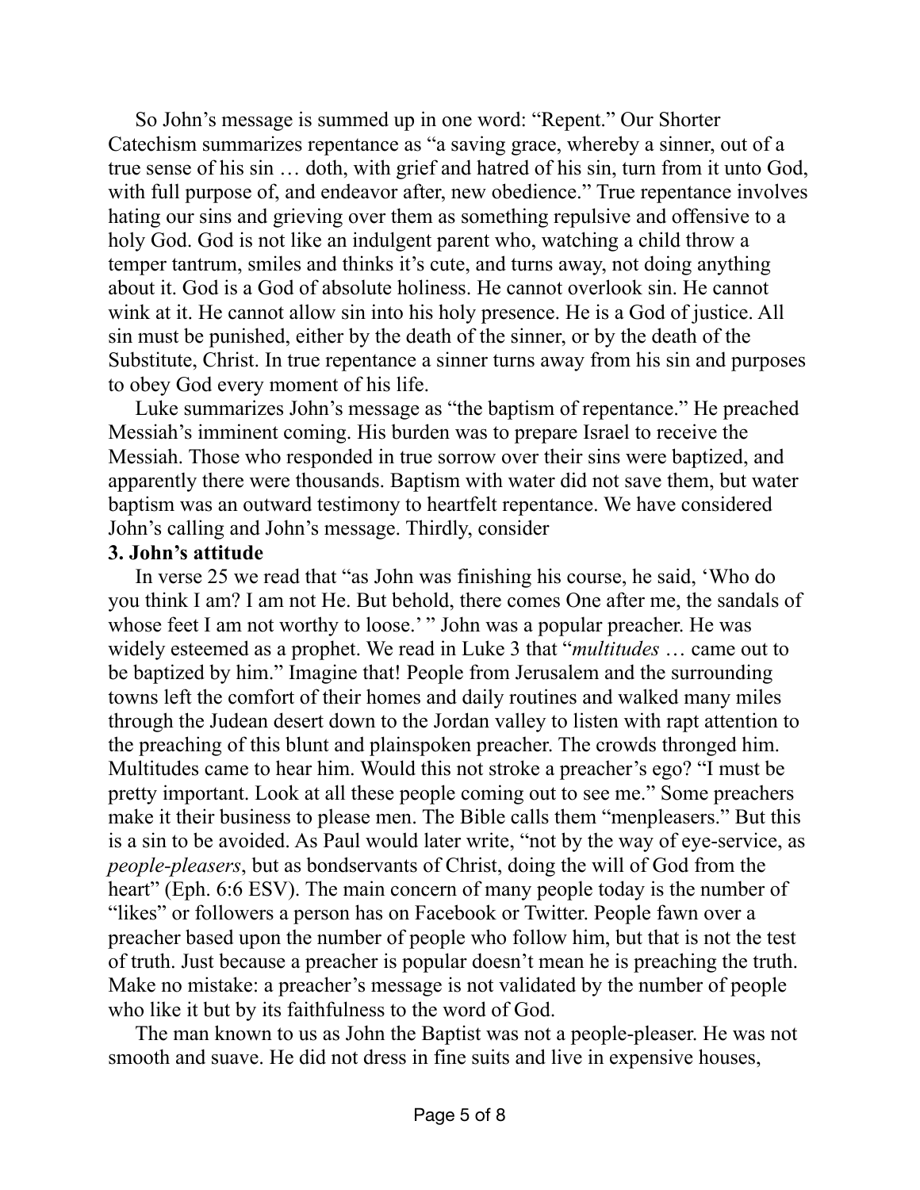So John's message is summed up in one word: "Repent." Our Shorter Catechism summarizes repentance as "a saving grace, whereby a sinner, out of a true sense of his sin … doth, with grief and hatred of his sin, turn from it unto God, with full purpose of, and endeavor after, new obedience." True repentance involves hating our sins and grieving over them as something repulsive and offensive to a holy God. God is not like an indulgent parent who, watching a child throw a temper tantrum, smiles and thinks it's cute, and turns away, not doing anything about it. God is a God of absolute holiness. He cannot overlook sin. He cannot wink at it. He cannot allow sin into his holy presence. He is a God of justice. All sin must be punished, either by the death of the sinner, or by the death of the Substitute, Christ. In true repentance a sinner turns away from his sin and purposes to obey God every moment of his life.

Luke summarizes John's message as "the baptism of repentance." He preached Messiah's imminent coming. His burden was to prepare Israel to receive the Messiah. Those who responded in true sorrow over their sins were baptized, and apparently there were thousands. Baptism with water did not save them, but water baptism was an outward testimony to heartfelt repentance. We have considered John's calling and John's message. Thirdly, consider

**3. John's attitude**

In verse 25 we read that "as John was finishing his course, he said, 'Who do you think I am? I am not He. But behold, there comes One after me, the sandals of whose feet I am not worthy to loose.' " John was a popular preacher. He was widely esteemed as a prophet. We read in Luke 3 that "*multitudes* … came out to be baptized by him." Imagine that! People from Jerusalem and the surrounding towns left the comfort of their homes and daily routines and walked many miles through the Judean desert down to the Jordan valley to listen with rapt attention to the preaching of this blunt and plainspoken preacher. The crowds thronged him. Multitudes came to hear him. Would this not stroke a preacher's ego? "I must be pretty important. Look at all these people coming out to see me." Some preachers make it their business to please men. The Bible calls them "menpleasers." But this is a sin to be avoided. As Paul would later write, "not by the way of eye-service, as *people-pleasers*, but as bondservants of Christ, doing the will of God from the heart" (Eph. 6:6 ESV). The main concern of many people today is the number of "likes" or followers a person has on Facebook or Twitter. People fawn over a preacher based upon the number of people who follow him, but that is not the test of truth. Just because a preacher is popular doesn't mean he is preaching the truth. Make no mistake: a preacher's message is not validated by the number of people who like it but by its faithfulness to the word of God.

The man known to us as John the Baptist was not a people-pleaser. He was not smooth and suave. He did not dress in fine suits and live in expensive houses,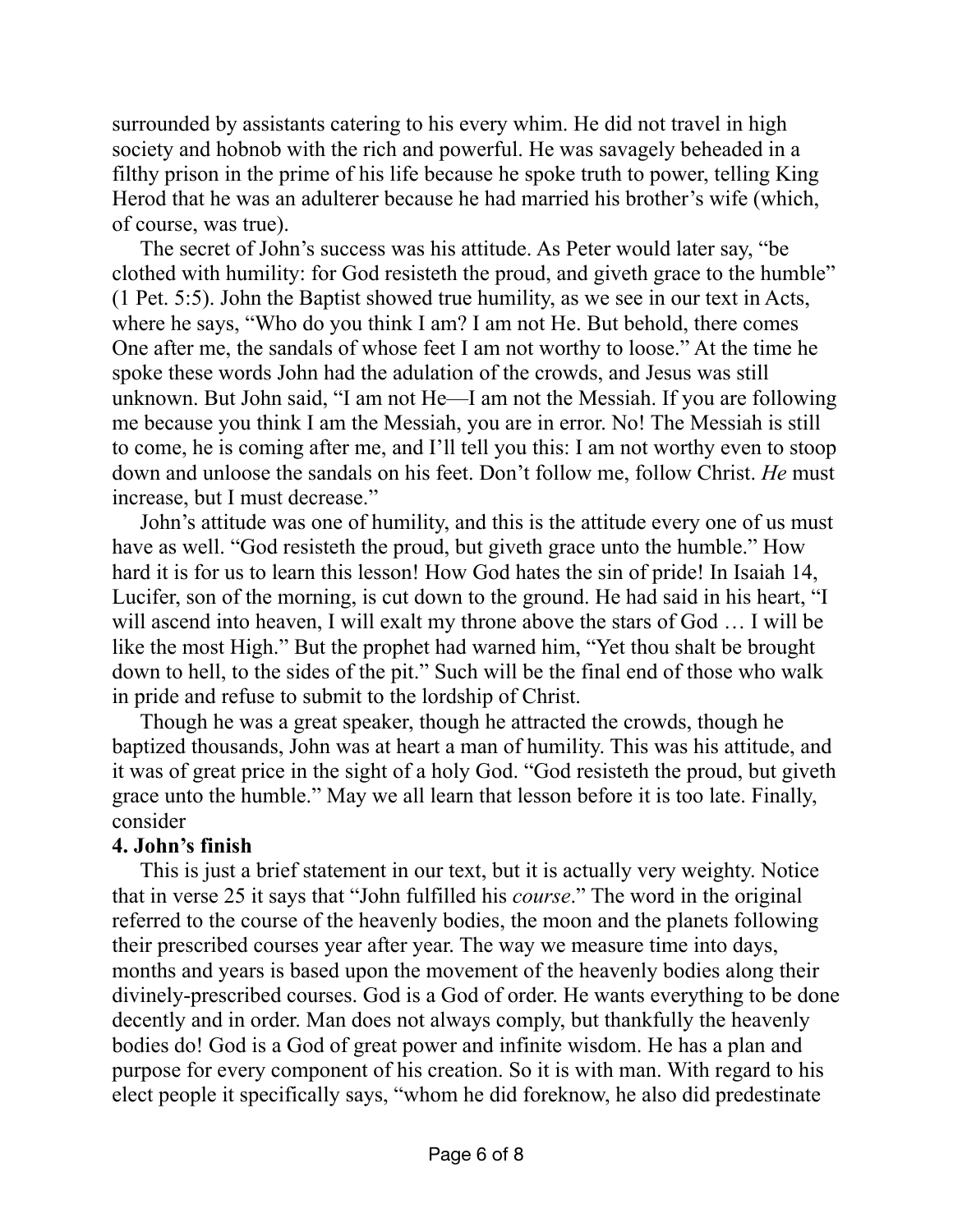surrounded by assistants catering to his every whim. He did not travel in high society and hobnob with the rich and powerful. He was savagely beheaded in a filthy prison in the prime of his life because he spoke truth to power, telling King Herod that he was an adulterer because he had married his brother's wife (which, of course, was true).

The secret of John's success was his attitude. As Peter would later say, "be clothed with humility: for God resisteth the proud, and giveth grace to the humble" (1 Pet. 5:5). John the Baptist showed true humility, as we see in our text in Acts, where he says, "Who do you think I am? I am not He. But behold, there comes One after me, the sandals of whose feet I am not worthy to loose." At the time he spoke these words John had the adulation of the crowds, and Jesus was still unknown. But John said, "I am not He—I am not the Messiah. If you are following me because you think I am the Messiah, you are in error. No! The Messiah is still to come, he is coming after me, and I'll tell you this: I am not worthy even to stoop down and unloose the sandals on his feet. Don't follow me, follow Christ. *He* must increase, but I must decrease."

John's attitude was one of humility, and this is the attitude every one of us must have as well. "God resisteth the proud, but giveth grace unto the humble." How hard it is for us to learn this lesson! How God hates the sin of pride! In Isaiah 14, Lucifer, son of the morning, is cut down to the ground. He had said in his heart, "I will ascend into heaven, I will exalt my throne above the stars of God … I will be like the most High." But the prophet had warned him, "Yet thou shalt be brought down to hell, to the sides of the pit." Such will be the final end of those who walk in pride and refuse to submit to the lordship of Christ.

Though he was a great speaker, though he attracted the crowds, though he baptized thousands, John was at heart a man of humility. This was his attitude, and it was of great price in the sight of a holy God. "God resisteth the proud, but giveth grace unto the humble." May we all learn that lesson before it is too late. Finally, consider

**4. John's finish**

This is just a brief statement in our text, but it is actually very weighty. Notice that in verse 25 it says that "John fulfilled his *course*." The word in the original referred to the course of the heavenly bodies, the moon and the planets following their prescribed courses year after year. The way we measure time into days, months and years is based upon the movement of the heavenly bodies along their divinely-prescribed courses. God is a God of order. He wants everything to be done decently and in order. Man does not always comply, but thankfully the heavenly bodies do! God is a God of great power and infinite wisdom. He has a plan and purpose for every component of his creation. So it is with man. With regard to his elect people it specifically says, "whom he did foreknow, he also did predestinate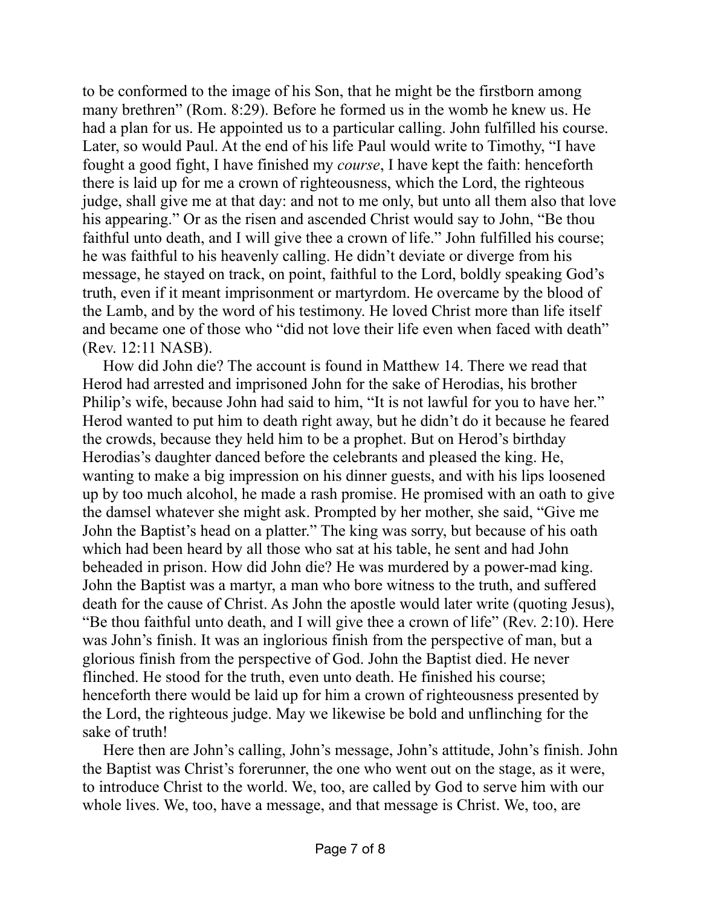to be conformed to the image of his Son, that he might be the firstborn among many brethren" (Rom. 8:29). Before he formed us in the womb he knew us. He had a plan for us. He appointed us to a particular calling. John fulfilled his course. Later, so would Paul. At the end of his life Paul would write to Timothy, "I have fought a good fight, I have finished my *course*, I have kept the faith: henceforth there is laid up for me a crown of righteousness, which the Lord, the righteous judge, shall give me at that day: and not to me only, but unto all them also that love his appearing." Or as the risen and ascended Christ would say to John, "Be thou faithful unto death, and I will give thee a crown of life." John fulfilled his course; he was faithful to his heavenly calling. He didn't deviate or diverge from his message, he stayed on track, on point, faithful to the Lord, boldly speaking God's truth, even if it meant imprisonment or martyrdom. He overcame by the blood of the Lamb, and by the word of his testimony. He loved Christ more than life itself and became one of those who "did not love their life even when faced with death" (Rev. 12:11 NASB).

How did John die? The account is found in Matthew 14. There we read that Herod had arrested and imprisoned John for the sake of Herodias, his brother Philip's wife, because John had said to him, "It is not lawful for you to have her." Herod wanted to put him to death right away, but he didn't do it because he feared the crowds, because they held him to be a prophet. But on Herod's birthday Herodias's daughter danced before the celebrants and pleased the king. He, wanting to make a big impression on his dinner guests, and with his lips loosened up by too much alcohol, he made a rash promise. He promised with an oath to give the damsel whatever she might ask. Prompted by her mother, she said, "Give me John the Baptist's head on a platter." The king was sorry, but because of his oath which had been heard by all those who sat at his table, he sent and had John beheaded in prison. How did John die? He was murdered by a power-mad king. John the Baptist was a martyr, a man who bore witness to the truth, and suffered death for the cause of Christ. As John the apostle would later write (quoting Jesus), "Be thou faithful unto death, and I will give thee a crown of life" (Rev. 2:10). Here was John's finish. It was an inglorious finish from the perspective of man, but a glorious finish from the perspective of God. John the Baptist died. He never flinched. He stood for the truth, even unto death. He finished his course; henceforth there would be laid up for him a crown of righteousness presented by the Lord, the righteous judge. May we likewise be bold and unflinching for the sake of truth!

Here then are John's calling, John's message, John's attitude, John's finish. John the Baptist was Christ's forerunner, the one who went out on the stage, as it were, to introduce Christ to the world. We, too, are called by God to serve him with our whole lives. We, too, have a message, and that message is Christ. We, too, are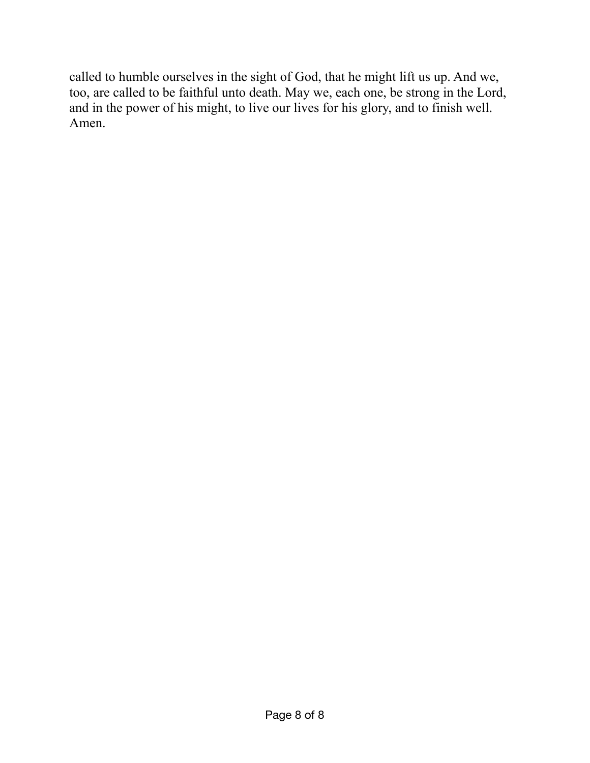called to humble ourselves in the sight of God, that he might lift us up. And we, too, are called to be faithful unto death. May we, each one, be strong in the Lord, and in the power of his might, to live our lives for his glory, and to finish well. Amen.